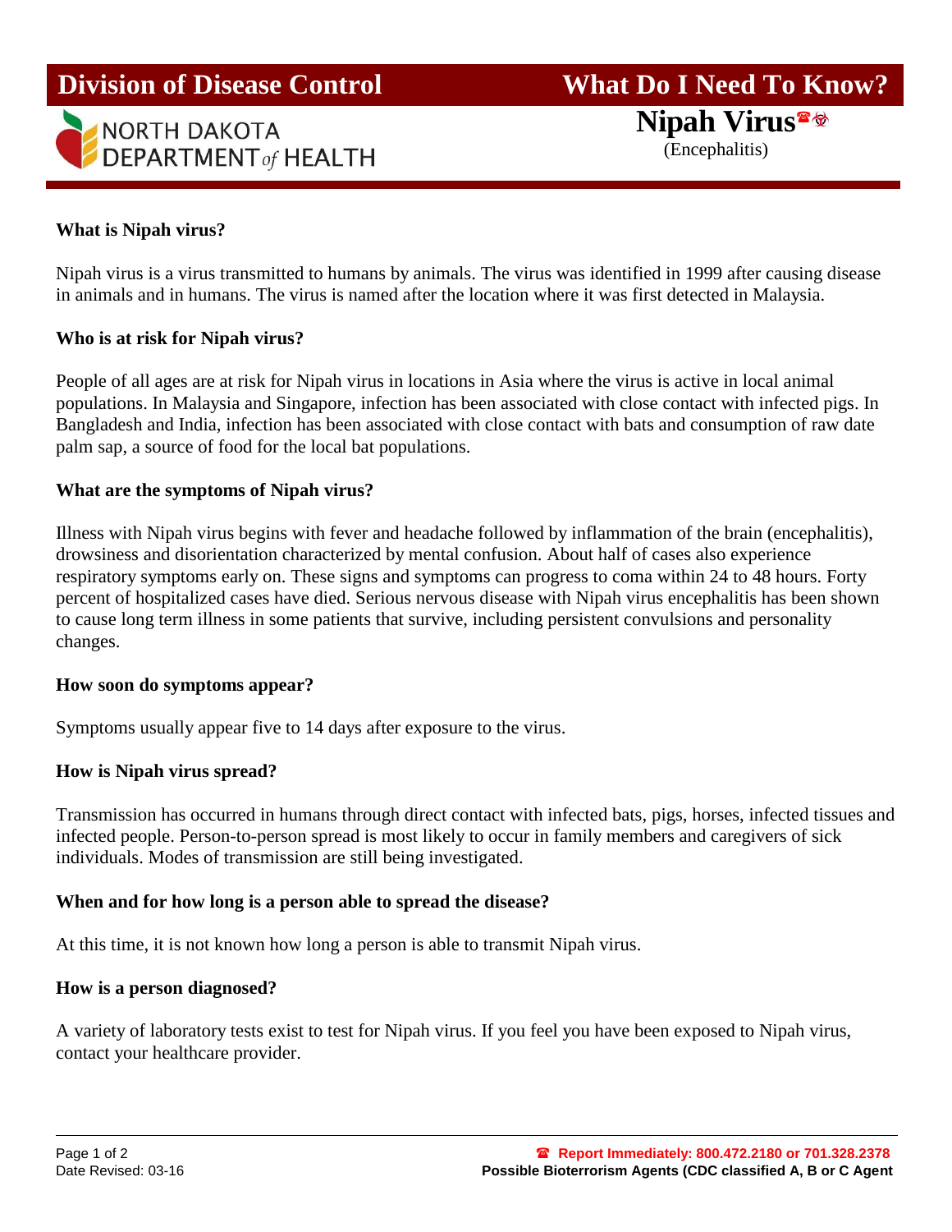# Division of Disease Control

NORTH DAKOTA DEPARTMENT *of* HEALTH

# What Do I Need To Know?

## Nipah Virus☎☣

(Encephalitis)

### What is Nipah virus?

Nipah virus is a virus transmitted to humans by animals. The virus was identified in 1999 after causing disease in animals and in humans. The virus is named after the location where it was first detected in Malaysia.

### Who is at risk for Nipah virus?

People of all ages are at risk for Nipah virus in locations in Asia where the virus is active in local animal populations. In Malaysia and Singapore, infection has been associated with close contact with infected pigs. In Bangladesh and India, infection has been associated with close contact with bats and consumption of raw date palm sap, a source of food for the local bat populations.

### What are the symptoms of Nipah virus?

Illness with Nipah virus begins with fever and headache followed by inflammation of the brain (encephalitis), drowsiness and disorientation characterized by mental confusion. About half of cases also experience respiratory symptoms early on. These signs and symptoms can progress to coma within 24 to 48 hours. Forty percent of hospitalized cases have died. Serious nervous disease with Nipah virus encephalitis has been shown to cause long term illness in some patients that survive, including persistent convulsions and personality changes.

### How soon do symptoms appear?

Symptoms usually appear five to 14 days after exposure to the virus.

### How is Nipah virus spread?

Transmission has occurred in humans through direct contact with infected bats, pigs, horses, infected tissues and infected people. Person-to-person spread is most likely to occur in family members and caregivers of sick individuals. Modes of transmission are still being investigated.

### When and for how long is a person able to spread the disease?

At this time, it is not known how long a person is able to transmit Nipah virus.

### How is a person diagnosed?

A variety of laboratory tests exist to test for Nipah virus. If you feel you have been exposed to Nipah virus, contact your healthcare provider.

Date Revised: 03-16

☎ **Report Immediately: 800.472.2180 or 701.328.2378**

**Possible Bioterrorism Agents (CDC classified A, B or C Agent**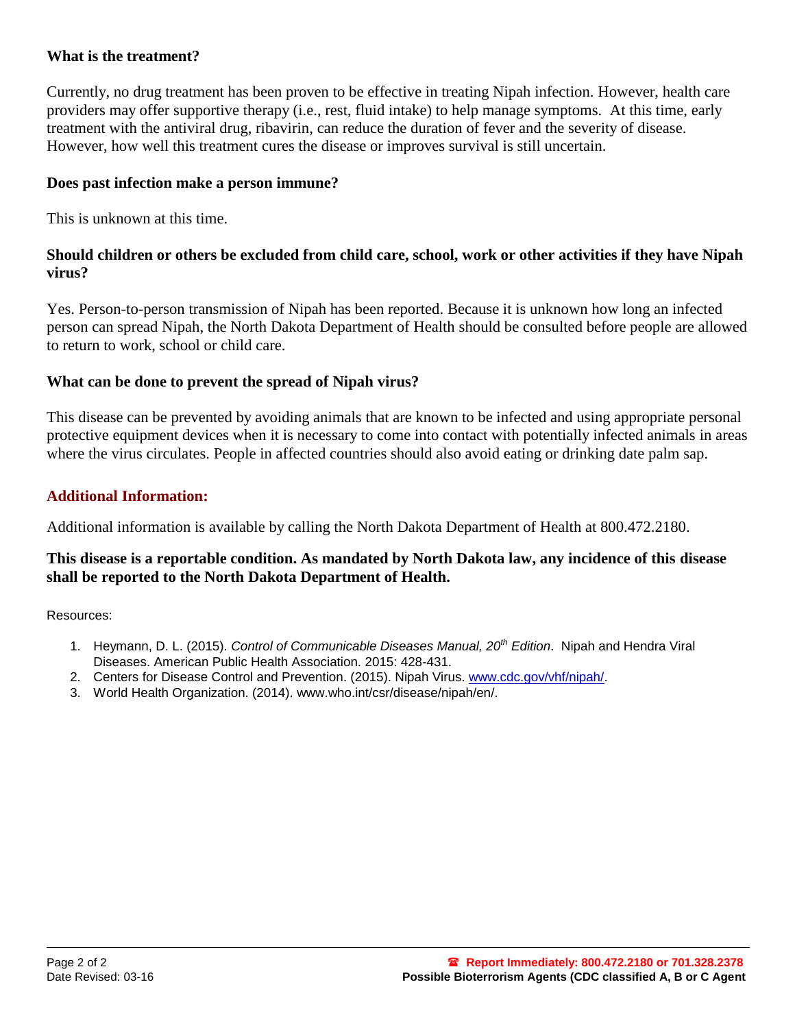### What is the treatment?

Currently, no drug treatment has been proven to be effective in treating Nipah infection. However, health care providers may offer supportive therapy (i.e., rest, fluid intake) to help manage symptoms. At this time, early treatment with the antiviral drug, ribavirin, can reduce the duration of fever and the severity of disease. However, how well this treatment cures the disease or improves survival is still uncertain.

### Does past infection make a person immune?

This is unknown at this time.

### Should children or others be excluded from child care, school, work or other activities if they have Nipah virus?

Yes. Person-to-person transmission of Nipah has been reported. Because it is unknown how long an infected person can spread Nipah, the North Dakota Department of Health should be consulted before people are allowed to return to work, school or child care.

### What can be done to prevent the spread of Nipah virus?

This disease can be prevented by avoiding animals that are known to be infected and using appropriate personal protective equipment devices when it is necessary to come into contact with potentially infected animals in areas where the virus circulates. People in affected countries should also avoid eating or drinking date palm sap.

## Additional Information:

Additional information is available by calling the North Dakota Department of Health at 800.472.2180.

**This disease is a reportable condition. As mandated by North Dakota law, any incidence of this disease shall be reported to the North Dakota Department of Health.**

Resources:

1. Heymann, D. L. (2015). *Control of Communicable Diseases Manual, 20th Edition*. Nipah and Hendra Viral Diseases. American Public Health Association. 2015: 428-431.
2. Centers for Disease Control and Prevention. (2015). Nipah Virus. www.cdc.gov/vhf/nipah/.
3. World Health Organization. (2014). www.who.int/csr/disease/nipah/en/.

Date Revised: 03-16

**☎ Report Immediately: 800.472.2180 or 701.328.2378**
**Possible Bioterrorism Agents (CDC classified A, B or C Agent**